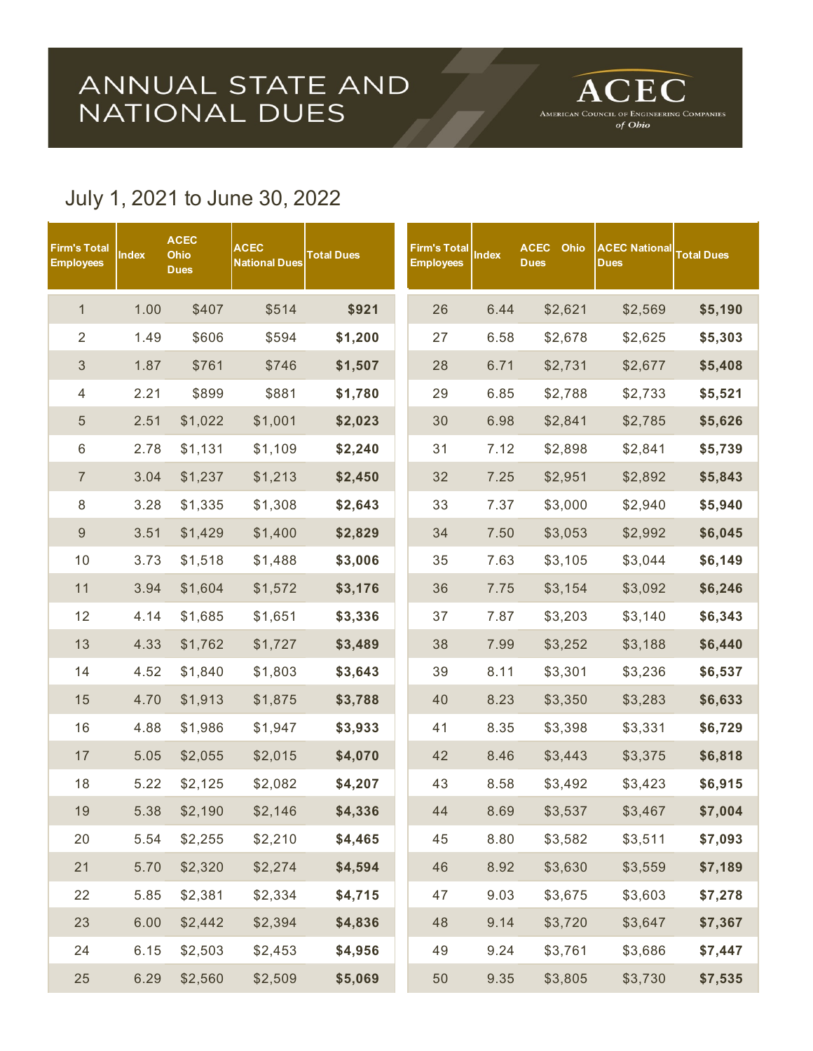# ANNUAL STATE AND NATIONAL DUES

ACEC
American Council of Engineering Companies *of Ohio*

## July 1, 2021 to June 30, 2022

| Firm's Total Employees | Index | ACEC Ohio Dues | ACEC National Dues | Total Dues |
|---|---|---|---|---|
| 1 | 1.00 | $407 | $514 | **$921** |
| 2 | 1.49 | $606 | $594 | **$1,200** |
| 3 | 1.87 | $761 | $746 | **$1,507** |
| 4 | 2.21 | $899 | $881 | **$1,780** |
| 5 | 2.51 | $1,022 | $1,001 | **$2,023** |
| 6 | 2.78 | $1,131 | $1,109 | **$2,240** |
| 7 | 3.04 | $1,237 | $1,213 | **$2,450** |
| 8 | 3.28 | $1,335 | $1,308 | **$2,643** |
| 9 | 3.51 | $1,429 | $1,400 | **$2,829** |
| 10 | 3.73 | $1,518 | $1,488 | **$3,006** |
| 11 | 3.94 | $1,604 | $1,572 | **$3,176** |
| 12 | 4.14 | $1,685 | $1,651 | **$3,336** |
| 13 | 4.33 | $1,762 | $1,727 | **$3,489** |
| 14 | 4.52 | $1,840 | $1,803 | **$3,643** |
| 15 | 4.70 | $1,913 | $1,875 | **$3,788** |
| 16 | 4.88 | $1,986 | $1,947 | **$3,933** |
| 17 | 5.05 | $2,055 | $2,015 | **$4,070** |
| 18 | 5.22 | $2,125 | $2,082 | **$4,207** |
| 19 | 5.38 | $2,190 | $2,146 | **$4,336** |
| 20 | 5.54 | $2,255 | $2,210 | **$4,465** |
| 21 | 5.70 | $2,320 | $2,274 | **$4,594** |
| 22 | 5.85 | $2,381 | $2,334 | **$4,715** |
| 23 | 6.00 | $2,442 | $2,394 | **$4,836** |
| 24 | 6.15 | $2,503 | $2,453 | **$4,956** |
| 25 | 6.29 | $2,560 | $2,509 | **$5,069** |
| 26 | 6.44 | $2,621 | $2,569 | **$5,190** |
| 27 | 6.58 | $2,678 | $2,625 | **$5,303** |
| 28 | 6.71 | $2,731 | $2,677 | **$5,408** |
| 29 | 6.85 | $2,788 | $2,733 | **$5,521** |
| 30 | 6.98 | $2,841 | $2,785 | **$5,626** |
| 31 | 7.12 | $2,898 | $2,841 | **$5,739** |
| 32 | 7.25 | $2,951 | $2,892 | **$5,843** |
| 33 | 7.37 | $3,000 | $2,940 | **$5,940** |
| 34 | 7.50 | $3,053 | $2,992 | **$6,045** |
| 35 | 7.63 | $3,105 | $3,044 | **$6,149** |
| 36 | 7.75 | $3,154 | $3,092 | **$6,246** |
| 37 | 7.87 | $3,203 | $3,140 | **$6,343** |
| 38 | 7.99 | $3,252 | $3,188 | **$6,440** |
| 39 | 8.11 | $3,301 | $3,236 | **$6,537** |
| 40 | 8.23 | $3,350 | $3,283 | **$6,633** |
| 41 | 8.35 | $3,398 | $3,331 | **$6,729** |
| 42 | 8.46 | $3,443 | $3,375 | **$6,818** |
| 43 | 8.58 | $3,492 | $3,423 | **$6,915** |
| 44 | 8.69 | $3,537 | $3,467 | **$7,004** |
| 45 | 8.80 | $3,582 | $3,511 | **$7,093** |
| 46 | 8.92 | $3,630 | $3,559 | **$7,189** |
| 47 | 9.03 | $3,675 | $3,603 | **$7,278** |
| 48 | 9.14 | $3,720 | $3,647 | **$7,367** |
| 49 | 9.24 | $3,761 | $3,686 | **$7,447** |
| 50 | 9.35 | $3,805 | $3,730 | **$7,535** |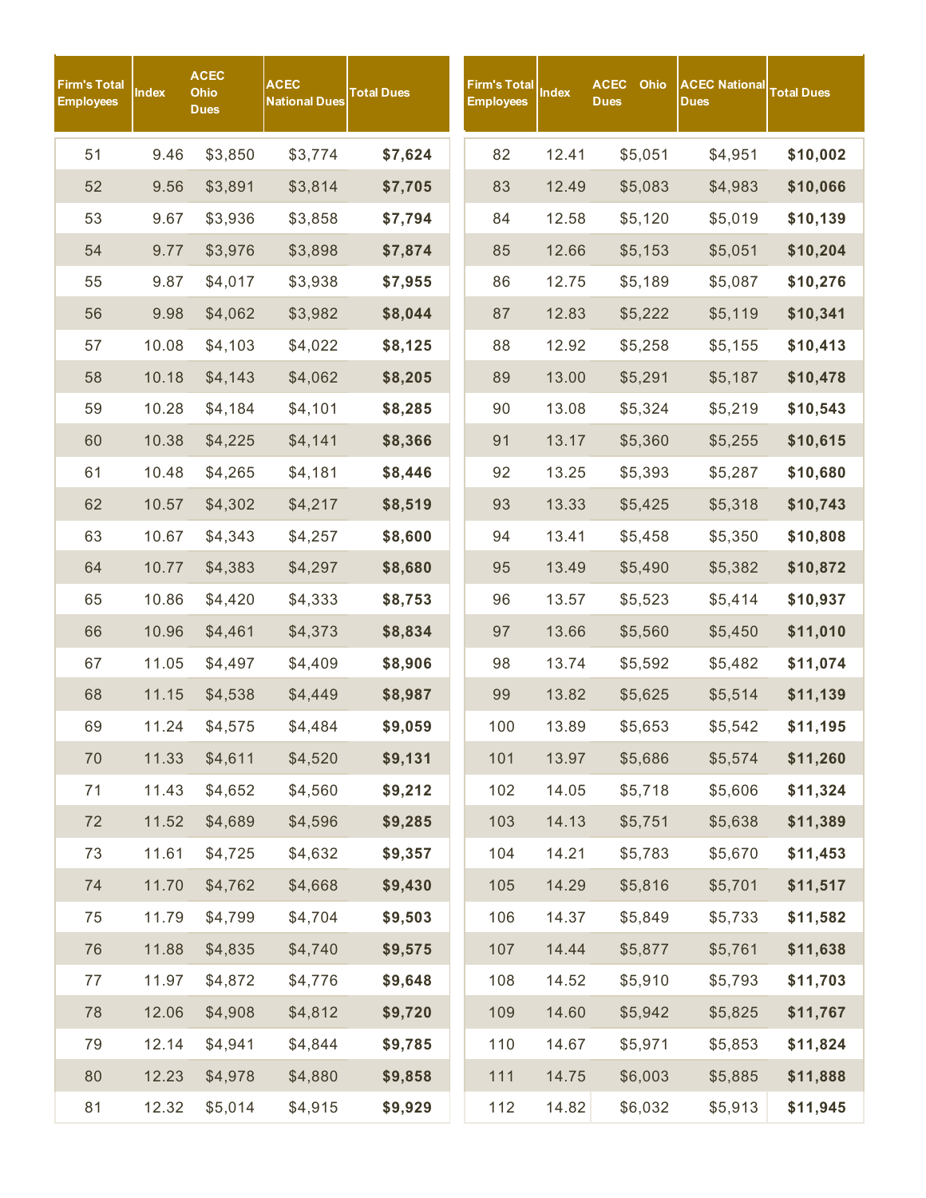| Firm's Total Employees | Index | ACEC Ohio Dues | ACEC National Dues | Total Dues |
|---|---|---|---|---|
| 51 | 9.46 | $3,850 | $3,774 | **$7,624** |
| 52 | 9.56 | $3,891 | $3,814 | **$7,705** |
| 53 | 9.67 | $3,936 | $3,858 | **$7,794** |
| 54 | 9.77 | $3,976 | $3,898 | **$7,874** |
| 55 | 9.87 | $4,017 | $3,938 | **$7,955** |
| 56 | 9.98 | $4,062 | $3,982 | **$8,044** |
| 57 | 10.08 | $4,103 | $4,022 | **$8,125** |
| 58 | 10.18 | $4,143 | $4,062 | **$8,205** |
| 59 | 10.28 | $4,184 | $4,101 | **$8,285** |
| 60 | 10.38 | $4,225 | $4,141 | **$8,366** |
| 61 | 10.48 | $4,265 | $4,181 | **$8,446** |
| 62 | 10.57 | $4,302 | $4,217 | **$8,519** |
| 63 | 10.67 | $4,343 | $4,257 | **$8,600** |
| 64 | 10.77 | $4,383 | $4,297 | **$8,680** |
| 65 | 10.86 | $4,420 | $4,333 | **$8,753** |
| 66 | 10.96 | $4,461 | $4,373 | **$8,834** |
| 67 | 11.05 | $4,497 | $4,409 | **$8,906** |
| 68 | 11.15 | $4,538 | $4,449 | **$8,987** |
| 69 | 11.24 | $4,575 | $4,484 | **$9,059** |
| 70 | 11.33 | $4,611 | $4,520 | **$9,131** |
| 71 | 11.43 | $4,652 | $4,560 | **$9,212** |
| 72 | 11.52 | $4,689 | $4,596 | **$9,285** |
| 73 | 11.61 | $4,725 | $4,632 | **$9,357** |
| 74 | 11.70 | $4,762 | $4,668 | **$9,430** |
| 75 | 11.79 | $4,799 | $4,704 | **$9,503** |
| 76 | 11.88 | $4,835 | $4,740 | **$9,575** |
| 77 | 11.97 | $4,872 | $4,776 | **$9,648** |
| 78 | 12.06 | $4,908 | $4,812 | **$9,720** |
| 79 | 12.14 | $4,941 | $4,844 | **$9,785** |
| 80 | 12.23 | $4,978 | $4,880 | **$9,858** |
| 81 | 12.32 | $5,014 | $4,915 | **$9,929** |

| Firm's Total Employees | Index | ACEC Ohio Dues | ACEC National Dues | Total Dues |
|---|---|---|---|---|
| 82 | 12.41 | $5,051 | $4,951 | **$10,002** |
| 83 | 12.49 | $5,083 | $4,983 | **$10,066** |
| 84 | 12.58 | $5,120 | $5,019 | **$10,139** |
| 85 | 12.66 | $5,153 | $5,051 | **$10,204** |
| 86 | 12.75 | $5,189 | $5,087 | **$10,276** |
| 87 | 12.83 | $5,222 | $5,119 | **$10,341** |
| 88 | 12.92 | $5,258 | $5,155 | **$10,413** |
| 89 | 13.00 | $5,291 | $5,187 | **$10,478** |
| 90 | 13.08 | $5,324 | $5,219 | **$10,543** |
| 91 | 13.17 | $5,360 | $5,255 | **$10,615** |
| 92 | 13.25 | $5,393 | $5,287 | **$10,680** |
| 93 | 13.33 | $5,425 | $5,318 | **$10,743** |
| 94 | 13.41 | $5,458 | $5,350 | **$10,808** |
| 95 | 13.49 | $5,490 | $5,382 | **$10,872** |
| 96 | 13.57 | $5,523 | $5,414 | **$10,937** |
| 97 | 13.66 | $5,560 | $5,450 | **$11,010** |
| 98 | 13.74 | $5,592 | $5,482 | **$11,074** |
| 99 | 13.82 | $5,625 | $5,514 | **$11,139** |
| 100 | 13.89 | $5,653 | $5,542 | **$11,195** |
| 101 | 13.97 | $5,686 | $5,574 | **$11,260** |
| 102 | 14.05 | $5,718 | $5,606 | **$11,324** |
| 103 | 14.13 | $5,751 | $5,638 | **$11,389** |
| 104 | 14.21 | $5,783 | $5,670 | **$11,453** |
| 105 | 14.29 | $5,816 | $5,701 | **$11,517** |
| 106 | 14.37 | $5,849 | $5,733 | **$11,582** |
| 107 | 14.44 | $5,877 | $5,761 | **$11,638** |
| 108 | 14.52 | $5,910 | $5,793 | **$11,703** |
| 109 | 14.60 | $5,942 | $5,825 | **$11,767** |
| 110 | 14.67 | $5,971 | $5,853 | **$11,824** |
| 111 | 14.75 | $6,003 | $5,885 | **$11,888** |
| 112 | 14.82 | $6,032 | $5,913 | **$11,945** |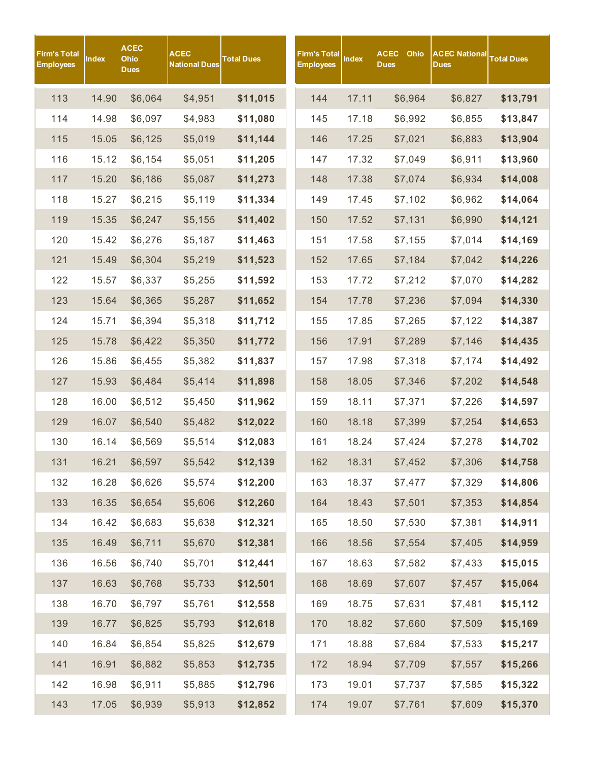| Firm's Total Employees | Index | ACEC Ohio Dues | ACEC National Dues | Total Dues |
|---|---|---|---|---|
| 113 | 14.90 | $6,064 | $4,951 | **$11,015** |
| 114 | 14.98 | $6,097 | $4,983 | **$11,080** |
| 115 | 15.05 | $6,125 | $5,019 | **$11,144** |
| 116 | 15.12 | $6,154 | $5,051 | **$11,205** |
| 117 | 15.20 | $6,186 | $5,087 | **$11,273** |
| 118 | 15.27 | $6,215 | $5,119 | **$11,334** |
| 119 | 15.35 | $6,247 | $5,155 | **$11,402** |
| 120 | 15.42 | $6,276 | $5,187 | **$11,463** |
| 121 | 15.49 | $6,304 | $5,219 | **$11,523** |
| 122 | 15.57 | $6,337 | $5,255 | **$11,592** |
| 123 | 15.64 | $6,365 | $5,287 | **$11,652** |
| 124 | 15.71 | $6,394 | $5,318 | **$11,712** |
| 125 | 15.78 | $6,422 | $5,350 | **$11,772** |
| 126 | 15.86 | $6,455 | $5,382 | **$11,837** |
| 127 | 15.93 | $6,484 | $5,414 | **$11,898** |
| 128 | 16.00 | $6,512 | $5,450 | **$11,962** |
| 129 | 16.07 | $6,540 | $5,482 | **$12,022** |
| 130 | 16.14 | $6,569 | $5,514 | **$12,083** |
| 131 | 16.21 | $6,597 | $5,542 | **$12,139** |
| 132 | 16.28 | $6,626 | $5,574 | **$12,200** |
| 133 | 16.35 | $6,654 | $5,606 | **$12,260** |
| 134 | 16.42 | $6,683 | $5,638 | **$12,321** |
| 135 | 16.49 | $6,711 | $5,670 | **$12,381** |
| 136 | 16.56 | $6,740 | $5,701 | **$12,441** |
| 137 | 16.63 | $6,768 | $5,733 | **$12,501** |
| 138 | 16.70 | $6,797 | $5,761 | **$12,558** |
| 139 | 16.77 | $6,825 | $5,793 | **$12,618** |
| 140 | 16.84 | $6,854 | $5,825 | **$12,679** |
| 141 | 16.91 | $6,882 | $5,853 | **$12,735** |
| 142 | 16.98 | $6,911 | $5,885 | **$12,796** |
| 143 | 17.05 | $6,939 | $5,913 | **$12,852** |
| 144 | 17.11 | $6,964 | $6,827 | **$13,791** |
| 145 | 17.18 | $6,992 | $6,855 | **$13,847** |
| 146 | 17.25 | $7,021 | $6,883 | **$13,904** |
| 147 | 17.32 | $7,049 | $6,911 | **$13,960** |
| 148 | 17.38 | $7,074 | $6,934 | **$14,008** |
| 149 | 17.45 | $7,102 | $6,962 | **$14,064** |
| 150 | 17.52 | $7,131 | $6,990 | **$14,121** |
| 151 | 17.58 | $7,155 | $7,014 | **$14,169** |
| 152 | 17.65 | $7,184 | $7,042 | **$14,226** |
| 153 | 17.72 | $7,212 | $7,070 | **$14,282** |
| 154 | 17.78 | $7,236 | $7,094 | **$14,330** |
| 155 | 17.85 | $7,265 | $7,122 | **$14,387** |
| 156 | 17.91 | $7,289 | $7,146 | **$14,435** |
| 157 | 17.98 | $7,318 | $7,174 | **$14,492** |
| 158 | 18.05 | $7,346 | $7,202 | **$14,548** |
| 159 | 18.11 | $7,371 | $7,226 | **$14,597** |
| 160 | 18.18 | $7,399 | $7,254 | **$14,653** |
| 161 | 18.24 | $7,424 | $7,278 | **$14,702** |
| 162 | 18.31 | $7,452 | $7,306 | **$14,758** |
| 163 | 18.37 | $7,477 | $7,329 | **$14,806** |
| 164 | 18.43 | $7,501 | $7,353 | **$14,854** |
| 165 | 18.50 | $7,530 | $7,381 | **$14,911** |
| 166 | 18.56 | $7,554 | $7,405 | **$14,959** |
| 167 | 18.63 | $7,582 | $7,433 | **$15,015** |
| 168 | 18.69 | $7,607 | $7,457 | **$15,064** |
| 169 | 18.75 | $7,631 | $7,481 | **$15,112** |
| 170 | 18.82 | $7,660 | $7,509 | **$15,169** |
| 171 | 18.88 | $7,684 | $7,533 | **$15,217** |
| 172 | 18.94 | $7,709 | $7,557 | **$15,266** |
| 173 | 19.01 | $7,737 | $7,585 | **$15,322** |
| 174 | 19.07 | $7,761 | $7,609 | **$15,370** |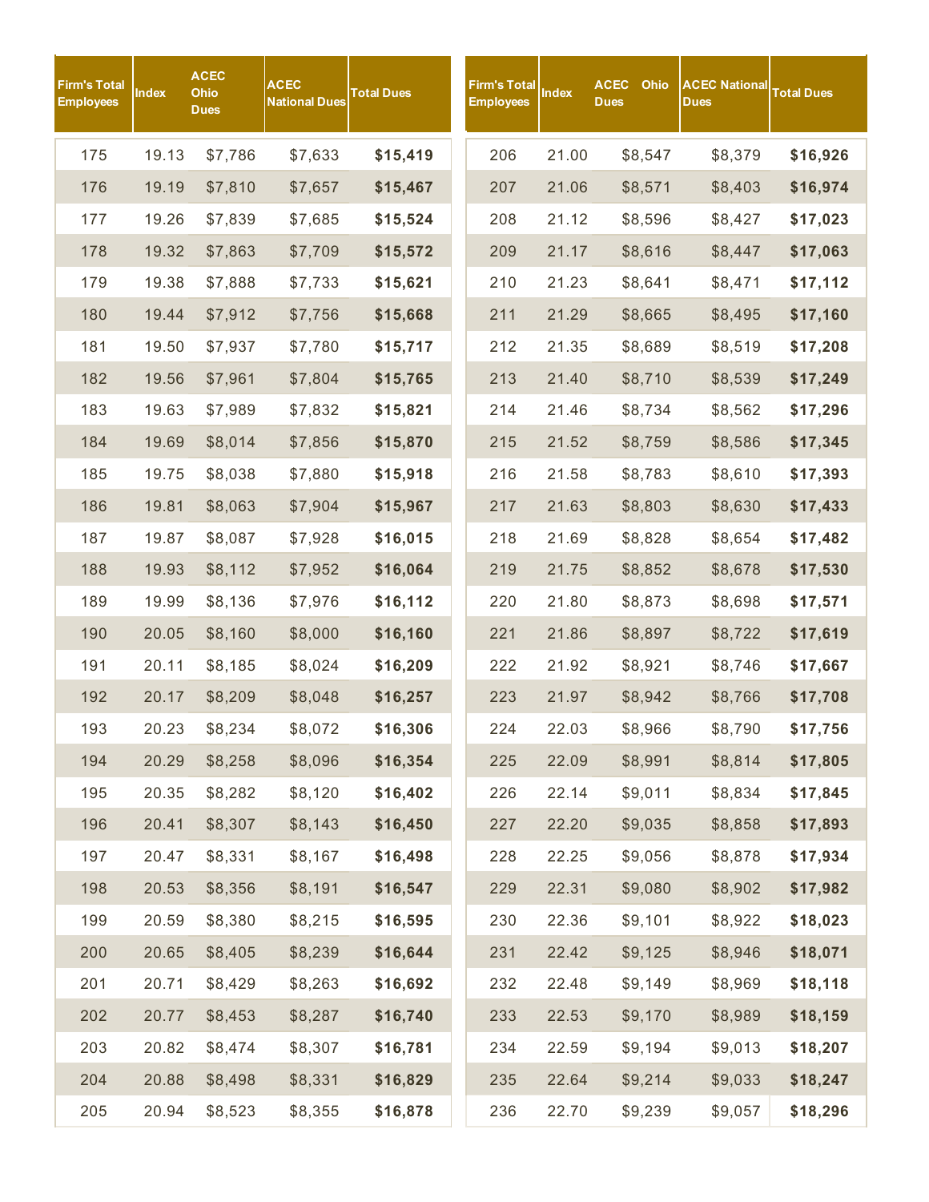| Firm's Total Employees | Index | ACEC Ohio Dues | ACEC National Dues | Total Dues |
|---|---|---|---|---|
| 175 | 19.13 | $7,786 | $7,633 | **$15,419** |
| 176 | 19.19 | $7,810 | $7,657 | **$15,467** |
| 177 | 19.26 | $7,839 | $7,685 | **$15,524** |
| 178 | 19.32 | $7,863 | $7,709 | **$15,572** |
| 179 | 19.38 | $7,888 | $7,733 | **$15,621** |
| 180 | 19.44 | $7,912 | $7,756 | **$15,668** |
| 181 | 19.50 | $7,937 | $7,780 | **$15,717** |
| 182 | 19.56 | $7,961 | $7,804 | **$15,765** |
| 183 | 19.63 | $7,989 | $7,832 | **$15,821** |
| 184 | 19.69 | $8,014 | $7,856 | **$15,870** |
| 185 | 19.75 | $8,038 | $7,880 | **$15,918** |
| 186 | 19.81 | $8,063 | $7,904 | **$15,967** |
| 187 | 19.87 | $8,087 | $7,928 | **$16,015** |
| 188 | 19.93 | $8,112 | $7,952 | **$16,064** |
| 189 | 19.99 | $8,136 | $7,976 | **$16,112** |
| 190 | 20.05 | $8,160 | $8,000 | **$16,160** |
| 191 | 20.11 | $8,185 | $8,024 | **$16,209** |
| 192 | 20.17 | $8,209 | $8,048 | **$16,257** |
| 193 | 20.23 | $8,234 | $8,072 | **$16,306** |
| 194 | 20.29 | $8,258 | $8,096 | **$16,354** |
| 195 | 20.35 | $8,282 | $8,120 | **$16,402** |
| 196 | 20.41 | $8,307 | $8,143 | **$16,450** |
| 197 | 20.47 | $8,331 | $8,167 | **$16,498** |
| 198 | 20.53 | $8,356 | $8,191 | **$16,547** |
| 199 | 20.59 | $8,380 | $8,215 | **$16,595** |
| 200 | 20.65 | $8,405 | $8,239 | **$16,644** |
| 201 | 20.71 | $8,429 | $8,263 | **$16,692** |
| 202 | 20.77 | $8,453 | $8,287 | **$16,740** |
| 203 | 20.82 | $8,474 | $8,307 | **$16,781** |
| 204 | 20.88 | $8,498 | $8,331 | **$16,829** |
| 205 | 20.94 | $8,523 | $8,355 | **$16,878** |
| 206 | 21.00 | $8,547 | $8,379 | **$16,926** |
| 207 | 21.06 | $8,571 | $8,403 | **$16,974** |
| 208 | 21.12 | $8,596 | $8,427 | **$17,023** |
| 209 | 21.17 | $8,616 | $8,447 | **$17,063** |
| 210 | 21.23 | $8,641 | $8,471 | **$17,112** |
| 211 | 21.29 | $8,665 | $8,495 | **$17,160** |
| 212 | 21.35 | $8,689 | $8,519 | **$17,208** |
| 213 | 21.40 | $8,710 | $8,539 | **$17,249** |
| 214 | 21.46 | $8,734 | $8,562 | **$17,296** |
| 215 | 21.52 | $8,759 | $8,586 | **$17,345** |
| 216 | 21.58 | $8,783 | $8,610 | **$17,393** |
| 217 | 21.63 | $8,803 | $8,630 | **$17,433** |
| 218 | 21.69 | $8,828 | $8,654 | **$17,482** |
| 219 | 21.75 | $8,852 | $8,678 | **$17,530** |
| 220 | 21.80 | $8,873 | $8,698 | **$17,571** |
| 221 | 21.86 | $8,897 | $8,722 | **$17,619** |
| 222 | 21.92 | $8,921 | $8,746 | **$17,667** |
| 223 | 21.97 | $8,942 | $8,766 | **$17,708** |
| 224 | 22.03 | $8,966 | $8,790 | **$17,756** |
| 225 | 22.09 | $8,991 | $8,814 | **$17,805** |
| 226 | 22.14 | $9,011 | $8,834 | **$17,845** |
| 227 | 22.20 | $9,035 | $8,858 | **$17,893** |
| 228 | 22.25 | $9,056 | $8,878 | **$17,934** |
| 229 | 22.31 | $9,080 | $8,902 | **$17,982** |
| 230 | 22.36 | $9,101 | $8,922 | **$18,023** |
| 231 | 22.42 | $9,125 | $8,946 | **$18,071** |
| 232 | 22.48 | $9,149 | $8,969 | **$18,118** |
| 233 | 22.53 | $9,170 | $8,989 | **$18,159** |
| 234 | 22.59 | $9,194 | $9,013 | **$18,207** |
| 235 | 22.64 | $9,214 | $9,033 | **$18,247** |
| 236 | 22.70 | $9,239 | $9,057 | **$18,296** |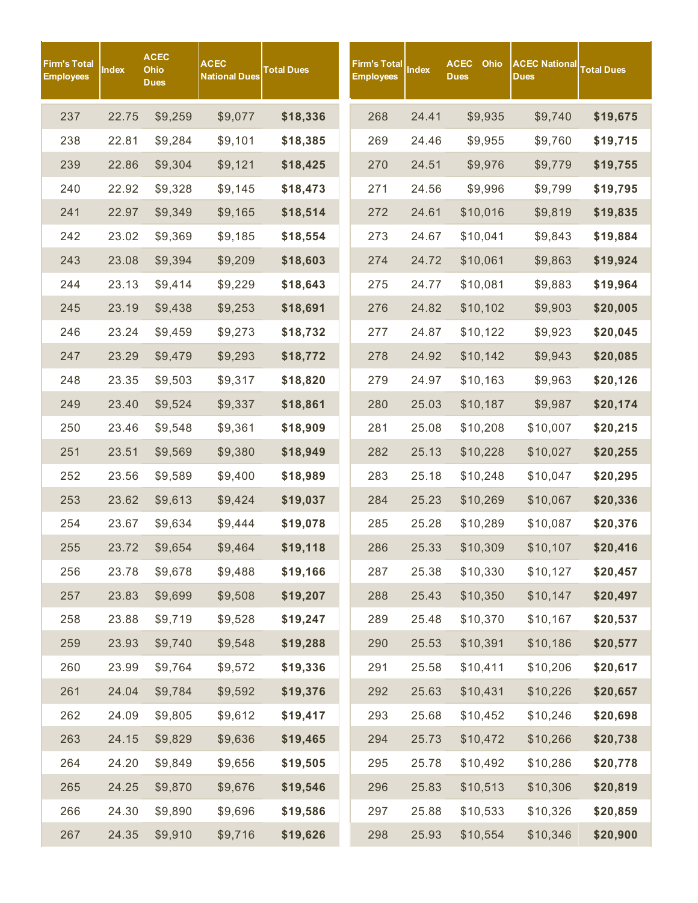| Firm's Total Employees | Index | ACEC Ohio Dues | ACEC National Dues | Total Dues |
|---|---|---|---|---|
| 237 | 22.75 | $9,259 | $9,077 | **$18,336** |
| 238 | 22.81 | $9,284 | $9,101 | **$18,385** |
| 239 | 22.86 | $9,304 | $9,121 | **$18,425** |
| 240 | 22.92 | $9,328 | $9,145 | **$18,473** |
| 241 | 22.97 | $9,349 | $9,165 | **$18,514** |
| 242 | 23.02 | $9,369 | $9,185 | **$18,554** |
| 243 | 23.08 | $9,394 | $9,209 | **$18,603** |
| 244 | 23.13 | $9,414 | $9,229 | **$18,643** |
| 245 | 23.19 | $9,438 | $9,253 | **$18,691** |
| 246 | 23.24 | $9,459 | $9,273 | **$18,732** |
| 247 | 23.29 | $9,479 | $9,293 | **$18,772** |
| 248 | 23.35 | $9,503 | $9,317 | **$18,820** |
| 249 | 23.40 | $9,524 | $9,337 | **$18,861** |
| 250 | 23.46 | $9,548 | $9,361 | **$18,909** |
| 251 | 23.51 | $9,569 | $9,380 | **$18,949** |
| 252 | 23.56 | $9,589 | $9,400 | **$18,989** |
| 253 | 23.62 | $9,613 | $9,424 | **$19,037** |
| 254 | 23.67 | $9,634 | $9,444 | **$19,078** |
| 255 | 23.72 | $9,654 | $9,464 | **$19,118** |
| 256 | 23.78 | $9,678 | $9,488 | **$19,166** |
| 257 | 23.83 | $9,699 | $9,508 | **$19,207** |
| 258 | 23.88 | $9,719 | $9,528 | **$19,247** |
| 259 | 23.93 | $9,740 | $9,548 | **$19,288** |
| 260 | 23.99 | $9,764 | $9,572 | **$19,336** |
| 261 | 24.04 | $9,784 | $9,592 | **$19,376** |
| 262 | 24.09 | $9,805 | $9,612 | **$19,417** |
| 263 | 24.15 | $9,829 | $9,636 | **$19,465** |
| 264 | 24.20 | $9,849 | $9,656 | **$19,505** |
| 265 | 24.25 | $9,870 | $9,676 | **$19,546** |
| 266 | 24.30 | $9,890 | $9,696 | **$19,586** |
| 267 | 24.35 | $9,910 | $9,716 | **$19,626** |
| 268 | 24.41 | $9,935 | $9,740 | **$19,675** |
| 269 | 24.46 | $9,955 | $9,760 | **$19,715** |
| 270 | 24.51 | $9,976 | $9,779 | **$19,755** |
| 271 | 24.56 | $9,996 | $9,799 | **$19,795** |
| 272 | 24.61 | $10,016 | $9,819 | **$19,835** |
| 273 | 24.67 | $10,041 | $9,843 | **$19,884** |
| 274 | 24.72 | $10,061 | $9,863 | **$19,924** |
| 275 | 24.77 | $10,081 | $9,883 | **$19,964** |
| 276 | 24.82 | $10,102 | $9,903 | **$20,005** |
| 277 | 24.87 | $10,122 | $9,923 | **$20,045** |
| 278 | 24.92 | $10,142 | $9,943 | **$20,085** |
| 279 | 24.97 | $10,163 | $9,963 | **$20,126** |
| 280 | 25.03 | $10,187 | $9,987 | **$20,174** |
| 281 | 25.08 | $10,208 | $10,007 | **$20,215** |
| 282 | 25.13 | $10,228 | $10,027 | **$20,255** |
| 283 | 25.18 | $10,248 | $10,047 | **$20,295** |
| 284 | 25.23 | $10,269 | $10,067 | **$20,336** |
| 285 | 25.28 | $10,289 | $10,087 | **$20,376** |
| 286 | 25.33 | $10,309 | $10,107 | **$20,416** |
| 287 | 25.38 | $10,330 | $10,127 | **$20,457** |
| 288 | 25.43 | $10,350 | $10,147 | **$20,497** |
| 289 | 25.48 | $10,370 | $10,167 | **$20,537** |
| 290 | 25.53 | $10,391 | $10,186 | **$20,577** |
| 291 | 25.58 | $10,411 | $10,206 | **$20,617** |
| 292 | 25.63 | $10,431 | $10,226 | **$20,657** |
| 293 | 25.68 | $10,452 | $10,246 | **$20,698** |
| 294 | 25.73 | $10,472 | $10,266 | **$20,738** |
| 295 | 25.78 | $10,492 | $10,286 | **$20,778** |
| 296 | 25.83 | $10,513 | $10,306 | **$20,819** |
| 297 | 25.88 | $10,533 | $10,326 | **$20,859** |
| 298 | 25.93 | $10,554 | $10,346 | **$20,900** |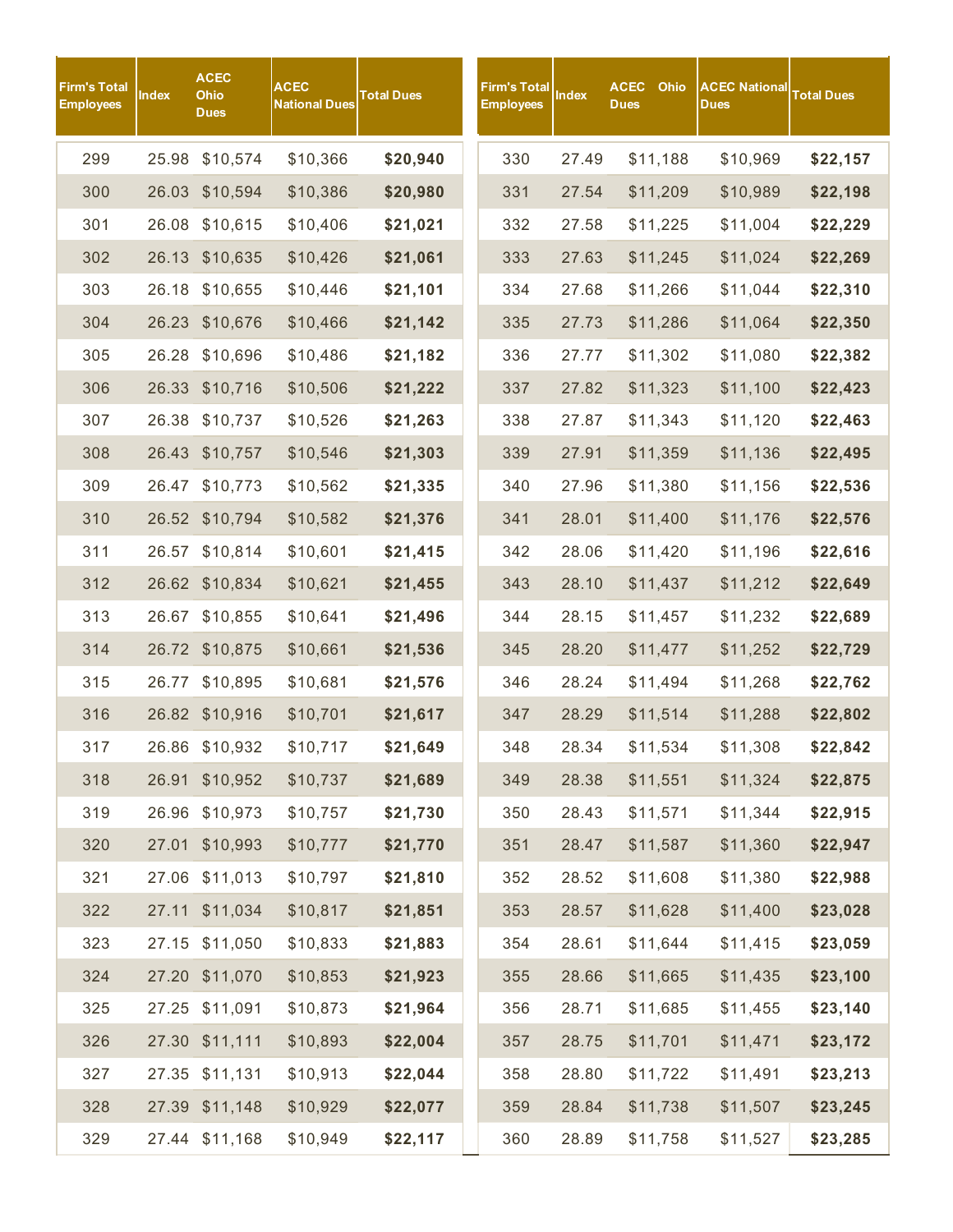| Firm's Total Employees | Index | ACEC Ohio Dues | ACEC National Dues | Total Dues |
|---|---|---|---|---|
| 299 | 25.98 | $10,574 | $10,366 | **$20,940** |
| 300 | 26.03 | $10,594 | $10,386 | **$20,980** |
| 301 | 26.08 | $10,615 | $10,406 | **$21,021** |
| 302 | 26.13 | $10,635 | $10,426 | **$21,061** |
| 303 | 26.18 | $10,655 | $10,446 | **$21,101** |
| 304 | 26.23 | $10,676 | $10,466 | **$21,142** |
| 305 | 26.28 | $10,696 | $10,486 | **$21,182** |
| 306 | 26.33 | $10,716 | $10,506 | **$21,222** |
| 307 | 26.38 | $10,737 | $10,526 | **$21,263** |
| 308 | 26.43 | $10,757 | $10,546 | **$21,303** |
| 309 | 26.47 | $10,773 | $10,562 | **$21,335** |
| 310 | 26.52 | $10,794 | $10,582 | **$21,376** |
| 311 | 26.57 | $10,814 | $10,601 | **$21,415** |
| 312 | 26.62 | $10,834 | $10,621 | **$21,455** |
| 313 | 26.67 | $10,855 | $10,641 | **$21,496** |
| 314 | 26.72 | $10,875 | $10,661 | **$21,536** |
| 315 | 26.77 | $10,895 | $10,681 | **$21,576** |
| 316 | 26.82 | $10,916 | $10,701 | **$21,617** |
| 317 | 26.86 | $10,932 | $10,717 | **$21,649** |
| 318 | 26.91 | $10,952 | $10,737 | **$21,689** |
| 319 | 26.96 | $10,973 | $10,757 | **$21,730** |
| 320 | 27.01 | $10,993 | $10,777 | **$21,770** |
| 321 | 27.06 | $11,013 | $10,797 | **$21,810** |
| 322 | 27.11 | $11,034 | $10,817 | **$21,851** |
| 323 | 27.15 | $11,050 | $10,833 | **$21,883** |
| 324 | 27.20 | $11,070 | $10,853 | **$21,923** |
| 325 | 27.25 | $11,091 | $10,873 | **$21,964** |
| 326 | 27.30 | $11,111 | $10,893 | **$22,004** |
| 327 | 27.35 | $11,131 | $10,913 | **$22,044** |
| 328 | 27.39 | $11,148 | $10,929 | **$22,077** |
| 329 | 27.44 | $11,168 | $10,949 | **$22,117** |
| 330 | 27.49 | $11,188 | $10,969 | **$22,157** |
| 331 | 27.54 | $11,209 | $10,989 | **$22,198** |
| 332 | 27.58 | $11,225 | $11,004 | **$22,229** |
| 333 | 27.63 | $11,245 | $11,024 | **$22,269** |
| 334 | 27.68 | $11,266 | $11,044 | **$22,310** |
| 335 | 27.73 | $11,286 | $11,064 | **$22,350** |
| 336 | 27.77 | $11,302 | $11,080 | **$22,382** |
| 337 | 27.82 | $11,323 | $11,100 | **$22,423** |
| 338 | 27.87 | $11,343 | $11,120 | **$22,463** |
| 339 | 27.91 | $11,359 | $11,136 | **$22,495** |
| 340 | 27.96 | $11,380 | $11,156 | **$22,536** |
| 341 | 28.01 | $11,400 | $11,176 | **$22,576** |
| 342 | 28.06 | $11,420 | $11,196 | **$22,616** |
| 343 | 28.10 | $11,437 | $11,212 | **$22,649** |
| 344 | 28.15 | $11,457 | $11,232 | **$22,689** |
| 345 | 28.20 | $11,477 | $11,252 | **$22,729** |
| 346 | 28.24 | $11,494 | $11,268 | **$22,762** |
| 347 | 28.29 | $11,514 | $11,288 | **$22,802** |
| 348 | 28.34 | $11,534 | $11,308 | **$22,842** |
| 349 | 28.38 | $11,551 | $11,324 | **$22,875** |
| 350 | 28.43 | $11,571 | $11,344 | **$22,915** |
| 351 | 28.47 | $11,587 | $11,360 | **$22,947** |
| 352 | 28.52 | $11,608 | $11,380 | **$22,988** |
| 353 | 28.57 | $11,628 | $11,400 | **$23,028** |
| 354 | 28.61 | $11,644 | $11,415 | **$23,059** |
| 355 | 28.66 | $11,665 | $11,435 | **$23,100** |
| 356 | 28.71 | $11,685 | $11,455 | **$23,140** |
| 357 | 28.75 | $11,701 | $11,471 | **$23,172** |
| 358 | 28.80 | $11,722 | $11,491 | **$23,213** |
| 359 | 28.84 | $11,738 | $11,507 | **$23,245** |
| 360 | 28.89 | $11,758 | $11,527 | **$23,285** |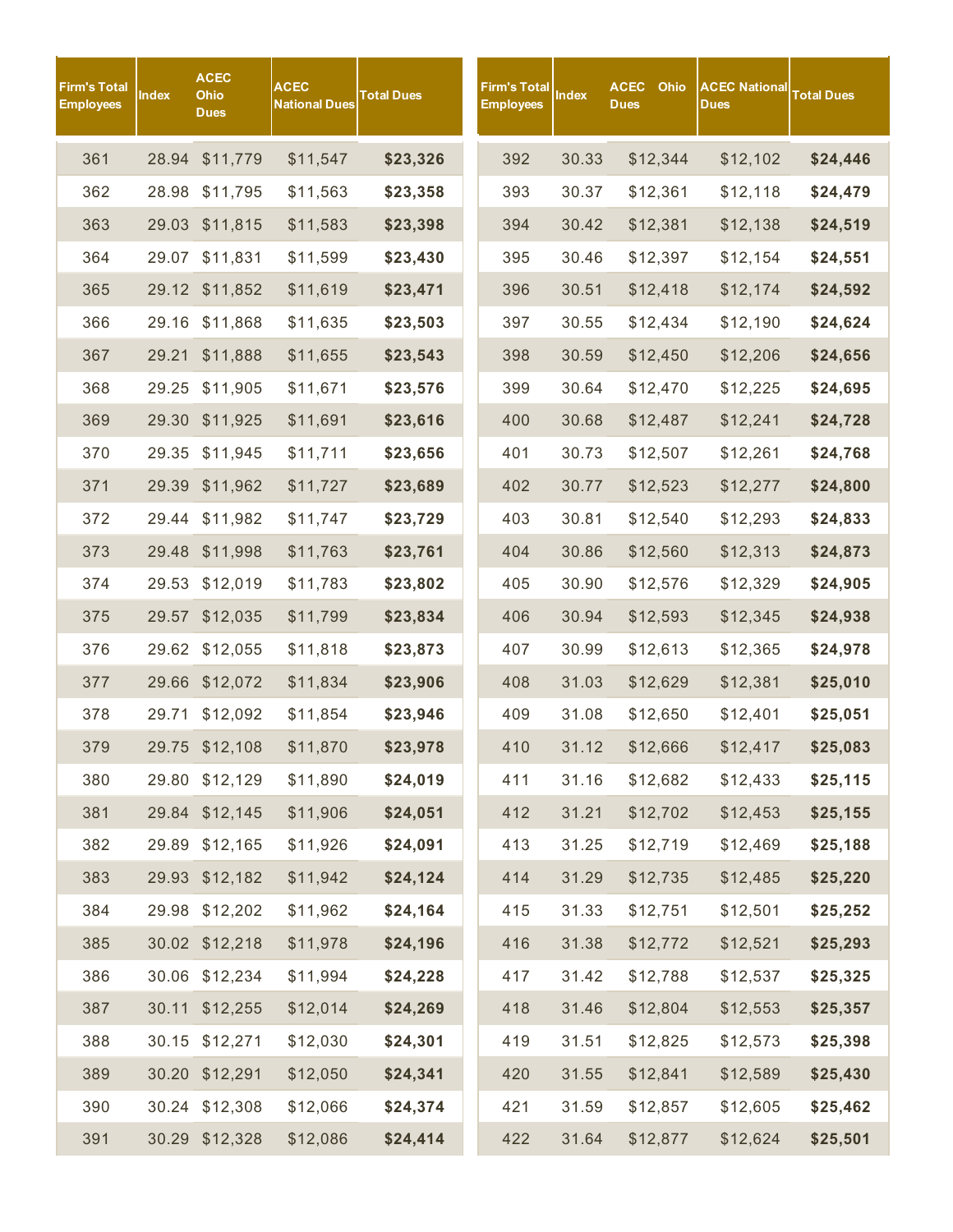| Firm's Total Employees | Index | ACEC Ohio Dues | ACEC National Dues | Total Dues |
|---|---|---|---|---|
| 361 | 28.94 | $11,779 | $11,547 | **$23,326** |
| 362 | 28.98 | $11,795 | $11,563 | **$23,358** |
| 363 | 29.03 | $11,815 | $11,583 | **$23,398** |
| 364 | 29.07 | $11,831 | $11,599 | **$23,430** |
| 365 | 29.12 | $11,852 | $11,619 | **$23,471** |
| 366 | 29.16 | $11,868 | $11,635 | **$23,503** |
| 367 | 29.21 | $11,888 | $11,655 | **$23,543** |
| 368 | 29.25 | $11,905 | $11,671 | **$23,576** |
| 369 | 29.30 | $11,925 | $11,691 | **$23,616** |
| 370 | 29.35 | $11,945 | $11,711 | **$23,656** |
| 371 | 29.39 | $11,962 | $11,727 | **$23,689** |
| 372 | 29.44 | $11,982 | $11,747 | **$23,729** |
| 373 | 29.48 | $11,998 | $11,763 | **$23,761** |
| 374 | 29.53 | $12,019 | $11,783 | **$23,802** |
| 375 | 29.57 | $12,035 | $11,799 | **$23,834** |
| 376 | 29.62 | $12,055 | $11,818 | **$23,873** |
| 377 | 29.66 | $12,072 | $11,834 | **$23,906** |
| 378 | 29.71 | $12,092 | $11,854 | **$23,946** |
| 379 | 29.75 | $12,108 | $11,870 | **$23,978** |
| 380 | 29.80 | $12,129 | $11,890 | **$24,019** |
| 381 | 29.84 | $12,145 | $11,906 | **$24,051** |
| 382 | 29.89 | $12,165 | $11,926 | **$24,091** |
| 383 | 29.93 | $12,182 | $11,942 | **$24,124** |
| 384 | 29.98 | $12,202 | $11,962 | **$24,164** |
| 385 | 30.02 | $12,218 | $11,978 | **$24,196** |
| 386 | 30.06 | $12,234 | $11,994 | **$24,228** |
| 387 | 30.11 | $12,255 | $12,014 | **$24,269** |
| 388 | 30.15 | $12,271 | $12,030 | **$24,301** |
| 389 | 30.20 | $12,291 | $12,050 | **$24,341** |
| 390 | 30.24 | $12,308 | $12,066 | **$24,374** |
| 391 | 30.29 | $12,328 | $12,086 | **$24,414** |
| 392 | 30.33 | $12,344 | $12,102 | **$24,446** |
| 393 | 30.37 | $12,361 | $12,118 | **$24,479** |
| 394 | 30.42 | $12,381 | $12,138 | **$24,519** |
| 395 | 30.46 | $12,397 | $12,154 | **$24,551** |
| 396 | 30.51 | $12,418 | $12,174 | **$24,592** |
| 397 | 30.55 | $12,434 | $12,190 | **$24,624** |
| 398 | 30.59 | $12,450 | $12,206 | **$24,656** |
| 399 | 30.64 | $12,470 | $12,225 | **$24,695** |
| 400 | 30.68 | $12,487 | $12,241 | **$24,728** |
| 401 | 30.73 | $12,507 | $12,261 | **$24,768** |
| 402 | 30.77 | $12,523 | $12,277 | **$24,800** |
| 403 | 30.81 | $12,540 | $12,293 | **$24,833** |
| 404 | 30.86 | $12,560 | $12,313 | **$24,873** |
| 405 | 30.90 | $12,576 | $12,329 | **$24,905** |
| 406 | 30.94 | $12,593 | $12,345 | **$24,938** |
| 407 | 30.99 | $12,613 | $12,365 | **$24,978** |
| 408 | 31.03 | $12,629 | $12,381 | **$25,010** |
| 409 | 31.08 | $12,650 | $12,401 | **$25,051** |
| 410 | 31.12 | $12,666 | $12,417 | **$25,083** |
| 411 | 31.16 | $12,682 | $12,433 | **$25,115** |
| 412 | 31.21 | $12,702 | $12,453 | **$25,155** |
| 413 | 31.25 | $12,719 | $12,469 | **$25,188** |
| 414 | 31.29 | $12,735 | $12,485 | **$25,220** |
| 415 | 31.33 | $12,751 | $12,501 | **$25,252** |
| 416 | 31.38 | $12,772 | $12,521 | **$25,293** |
| 417 | 31.42 | $12,788 | $12,537 | **$25,325** |
| 418 | 31.46 | $12,804 | $12,553 | **$25,357** |
| 419 | 31.51 | $12,825 | $12,573 | **$25,398** |
| 420 | 31.55 | $12,841 | $12,589 | **$25,430** |
| 421 | 31.59 | $12,857 | $12,605 | **$25,462** |
| 422 | 31.64 | $12,877 | $12,624 | **$25,501** |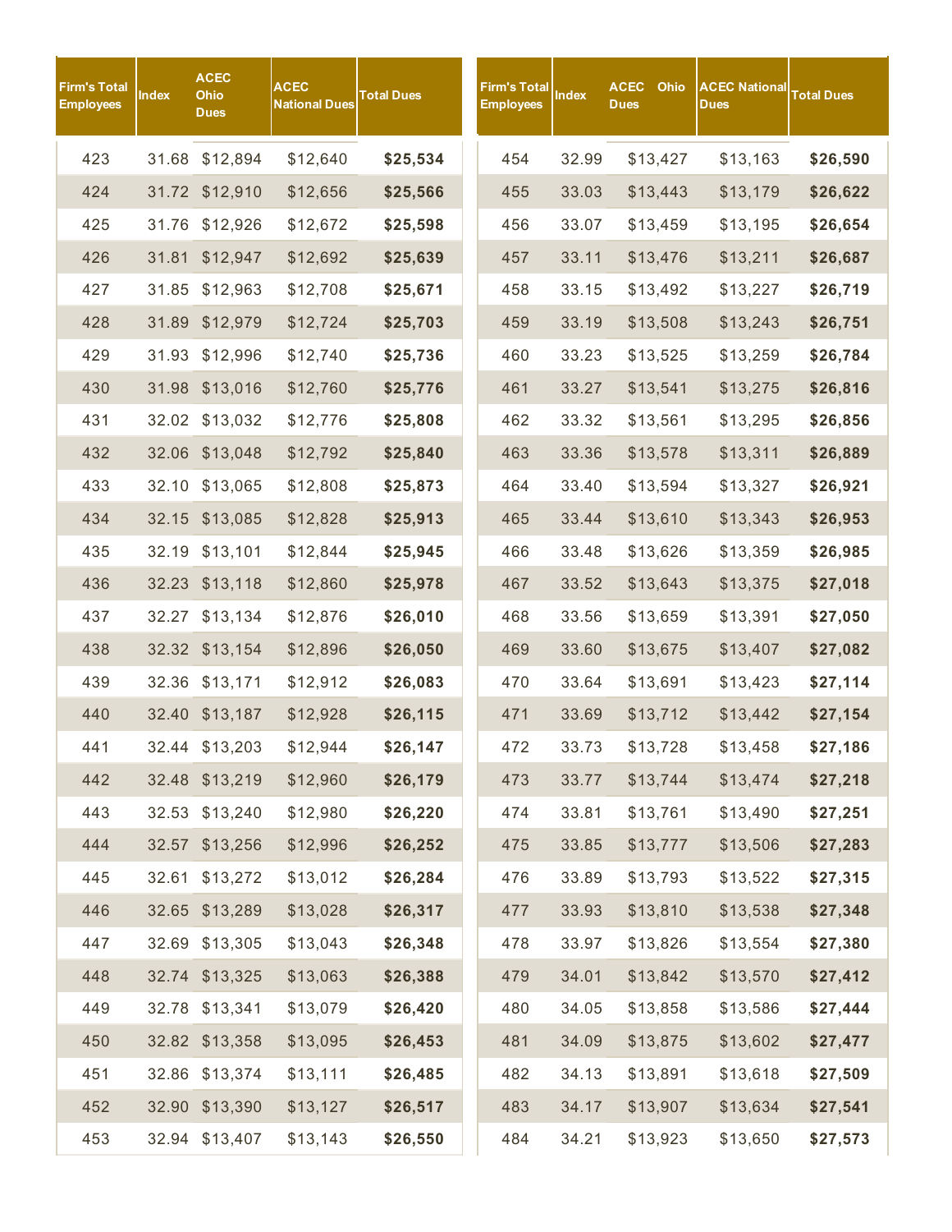| Firm's Total Employees | Index | ACEC Ohio Dues | ACEC National Dues | Total Dues |
|---|---|---|---|---|
| 423 | 31.68 | $12,894 | $12,640 | **$25,534** |
| 424 | 31.72 | $12,910 | $12,656 | **$25,566** |
| 425 | 31.76 | $12,926 | $12,672 | **$25,598** |
| 426 | 31.81 | $12,947 | $12,692 | **$25,639** |
| 427 | 31.85 | $12,963 | $12,708 | **$25,671** |
| 428 | 31.89 | $12,979 | $12,724 | **$25,703** |
| 429 | 31.93 | $12,996 | $12,740 | **$25,736** |
| 430 | 31.98 | $13,016 | $12,760 | **$25,776** |
| 431 | 32.02 | $13,032 | $12,776 | **$25,808** |
| 432 | 32.06 | $13,048 | $12,792 | **$25,840** |
| 433 | 32.10 | $13,065 | $12,808 | **$25,873** |
| 434 | 32.15 | $13,085 | $12,828 | **$25,913** |
| 435 | 32.19 | $13,101 | $12,844 | **$25,945** |
| 436 | 32.23 | $13,118 | $12,860 | **$25,978** |
| 437 | 32.27 | $13,134 | $12,876 | **$26,010** |
| 438 | 32.32 | $13,154 | $12,896 | **$26,050** |
| 439 | 32.36 | $13,171 | $12,912 | **$26,083** |
| 440 | 32.40 | $13,187 | $12,928 | **$26,115** |
| 441 | 32.44 | $13,203 | $12,944 | **$26,147** |
| 442 | 32.48 | $13,219 | $12,960 | **$26,179** |
| 443 | 32.53 | $13,240 | $12,980 | **$26,220** |
| 444 | 32.57 | $13,256 | $12,996 | **$26,252** |
| 445 | 32.61 | $13,272 | $13,012 | **$26,284** |
| 446 | 32.65 | $13,289 | $13,028 | **$26,317** |
| 447 | 32.69 | $13,305 | $13,043 | **$26,348** |
| 448 | 32.74 | $13,325 | $13,063 | **$26,388** |
| 449 | 32.78 | $13,341 | $13,079 | **$26,420** |
| 450 | 32.82 | $13,358 | $13,095 | **$26,453** |
| 451 | 32.86 | $13,374 | $13,111 | **$26,485** |
| 452 | 32.90 | $13,390 | $13,127 | **$26,517** |
| 453 | 32.94 | $13,407 | $13,143 | **$26,550** |
| 454 | 32.99 | $13,427 | $13,163 | **$26,590** |
| 455 | 33.03 | $13,443 | $13,179 | **$26,622** |
| 456 | 33.07 | $13,459 | $13,195 | **$26,654** |
| 457 | 33.11 | $13,476 | $13,211 | **$26,687** |
| 458 | 33.15 | $13,492 | $13,227 | **$26,719** |
| 459 | 33.19 | $13,508 | $13,243 | **$26,751** |
| 460 | 33.23 | $13,525 | $13,259 | **$26,784** |
| 461 | 33.27 | $13,541 | $13,275 | **$26,816** |
| 462 | 33.32 | $13,561 | $13,295 | **$26,856** |
| 463 | 33.36 | $13,578 | $13,311 | **$26,889** |
| 464 | 33.40 | $13,594 | $13,327 | **$26,921** |
| 465 | 33.44 | $13,610 | $13,343 | **$26,953** |
| 466 | 33.48 | $13,626 | $13,359 | **$26,985** |
| 467 | 33.52 | $13,643 | $13,375 | **$27,018** |
| 468 | 33.56 | $13,659 | $13,391 | **$27,050** |
| 469 | 33.60 | $13,675 | $13,407 | **$27,082** |
| 470 | 33.64 | $13,691 | $13,423 | **$27,114** |
| 471 | 33.69 | $13,712 | $13,442 | **$27,154** |
| 472 | 33.73 | $13,728 | $13,458 | **$27,186** |
| 473 | 33.77 | $13,744 | $13,474 | **$27,218** |
| 474 | 33.81 | $13,761 | $13,490 | **$27,251** |
| 475 | 33.85 | $13,777 | $13,506 | **$27,283** |
| 476 | 33.89 | $13,793 | $13,522 | **$27,315** |
| 477 | 33.93 | $13,810 | $13,538 | **$27,348** |
| 478 | 33.97 | $13,826 | $13,554 | **$27,380** |
| 479 | 34.01 | $13,842 | $13,570 | **$27,412** |
| 480 | 34.05 | $13,858 | $13,586 | **$27,444** |
| 481 | 34.09 | $13,875 | $13,602 | **$27,477** |
| 482 | 34.13 | $13,891 | $13,618 | **$27,509** |
| 483 | 34.17 | $13,907 | $13,634 | **$27,541** |
| 484 | 34.21 | $13,923 | $13,650 | **$27,573** |